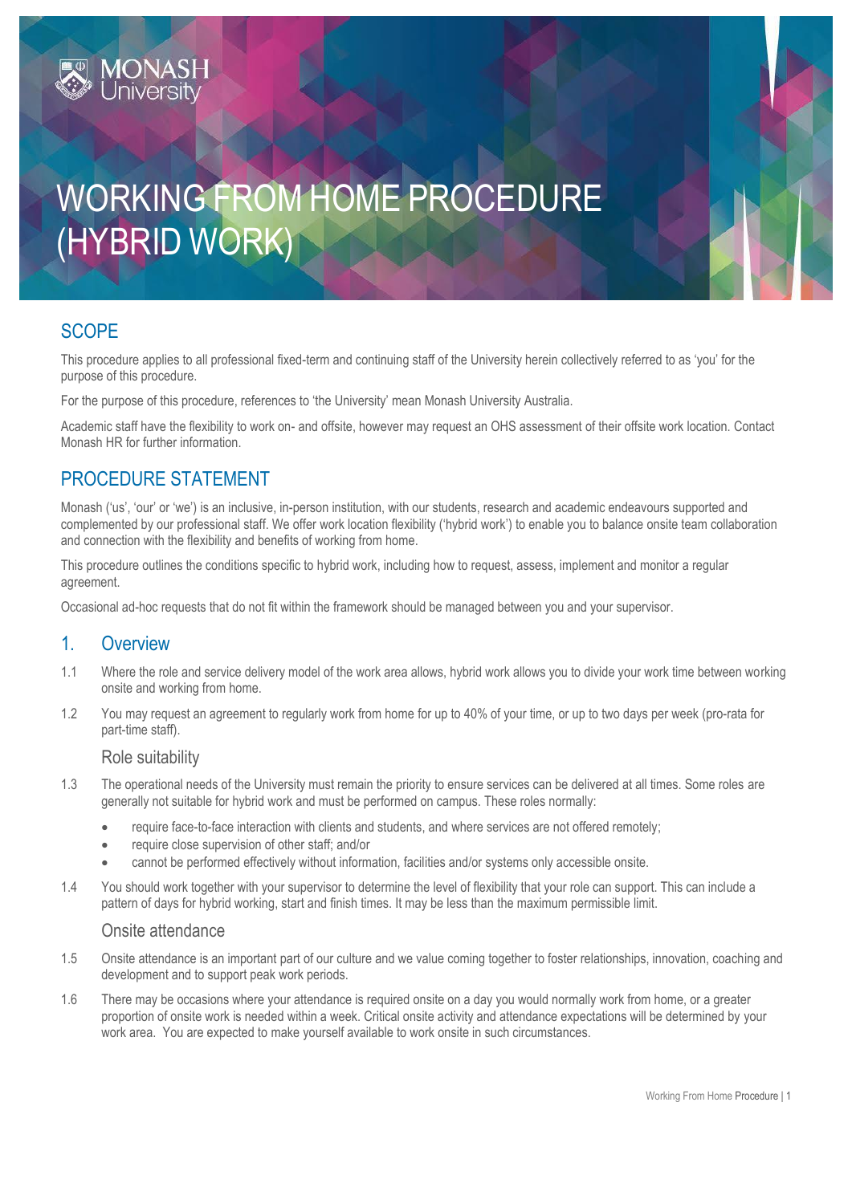# WORKING FROM HOME PROCEDURE (HYBRID WORK)

## SCOPE

This procedure applies to all professional fixed-term and continuing staff of the University herein collectively referred to as 'you' for the purpose of this procedure.

For the purpose of this procedure, references to 'the University' mean Monash University Australia.

Academic staff have the flexibility to work on- and offsite, however may request an OHS assessment of their offsite work location. Contact Monash HR for further information.

## PROCEDURE STATEMENT

Monash ('us', 'our' or 'we') is an inclusive, in-person institution, with our students, research and academic endeavours supported and complemented by our professional staff. We offer work location flexibility ('hybrid work') to enable you to balance onsite team collaboration and connection with the flexibility and benefits of working from home.

This procedure outlines the conditions specific to hybrid work, including how to request, assess, implement and monitor a regular agreement.

Occasional ad-hoc requests that do not fit within the framework should be managed between you and your supervisor.

## 1. Overview

1.1 Where the role and service delivery model of the work area allows, hybrid work allows you to divide your work time between working onsite and working from home.

1.2 You may request an agreement to regularly work from home for up to 40% of your time, or up to two days per week (pro-rata for part-time staff).

### Role suitability

1.3 The operational needs of the University must remain the priority to ensure services can be delivered at all times. Some roles are generally not suitable for hybrid work and must be performed on campus. These roles normally:

- require face-to-face interaction with clients and students, and where services are not offered remotely;
- require close supervision of other staff; and/or
- cannot be performed effectively without information, facilities and/or systems only accessible onsite.

1.4 You should work together with your supervisor to determine the level of flexibility that your role can support. This can include a pattern of days for hybrid working, start and finish times. It may be less than the maximum permissible limit.

### Onsite attendance

1.5 Onsite attendance is an important part of our culture and we value coming together to foster relationships, innovation, coaching and development and to support peak work periods.

1.6 There may be occasions where your attendance is required onsite on a day you would normally work from home, or a greater proportion of onsite work is needed within a week. Critical onsite activity and attendance expectations will be determined by your work area. You are expected to make yourself available to work onsite in such circumstances.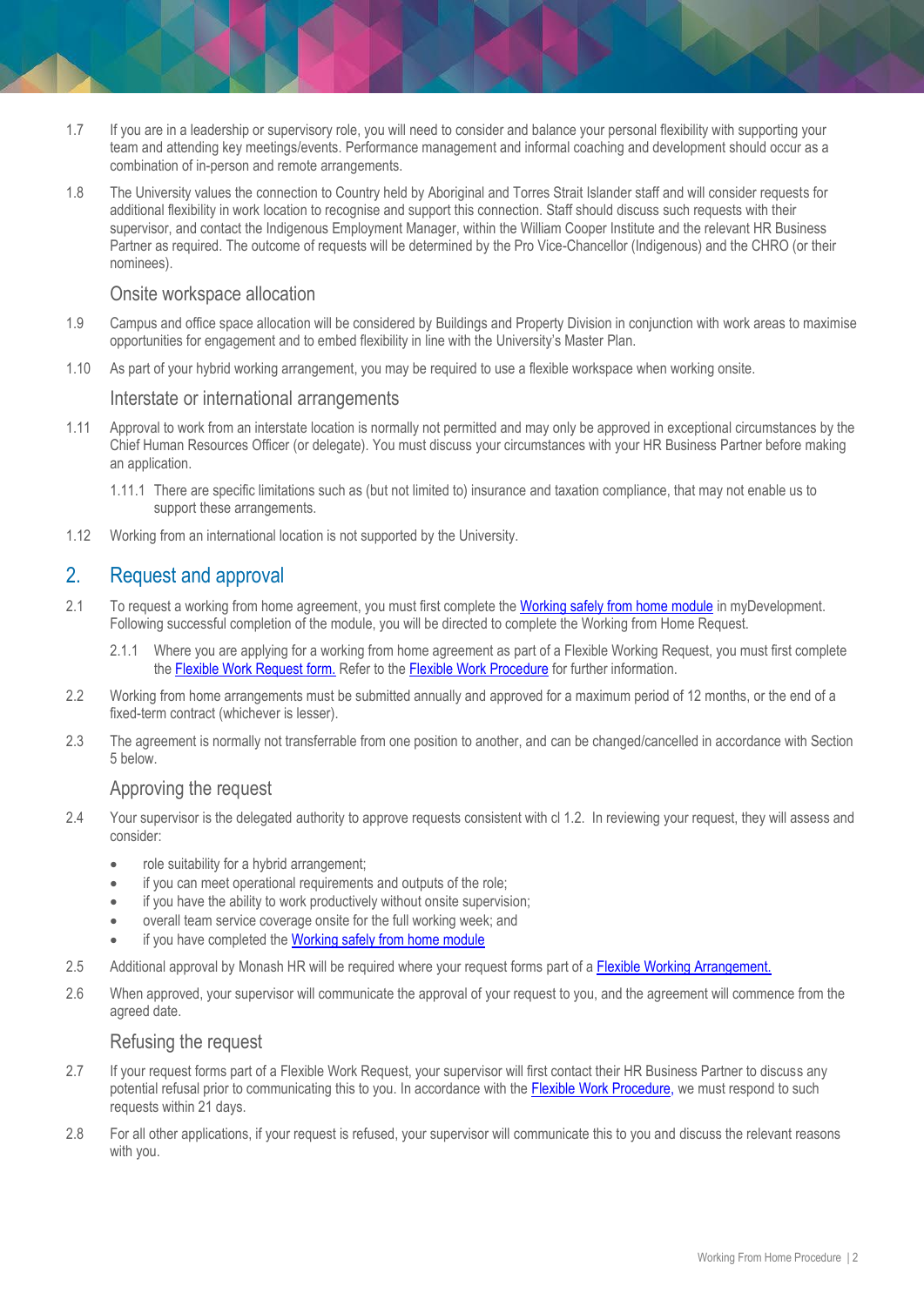1.7 If you are in a leadership or supervisory role, you will need to consider and balance your personal flexibility with supporting your team and attending key meetings/events. Performance management and informal coaching and development should occur as a combination of in-person and remote arrangements.

1.8 The University values the connection to Country held by Aboriginal and Torres Strait Islander staff and will consider requests for additional flexibility in work location to recognise and support this connection. Staff should discuss such requests with their supervisor, and contact the Indigenous Employment Manager, within the William Cooper Institute and the relevant HR Business Partner as required. The outcome of requests will be determined by the Pro Vice-Chancellor (Indigenous) and the CHRO (or their nominees).

### Onsite workspace allocation

1.9 Campus and office space allocation will be considered by Buildings and Property Division in conjunction with work areas to maximise opportunities for engagement and to embed flexibility in line with the University's Master Plan.

1.10 As part of your hybrid working arrangement, you may be required to use a flexible workspace when working onsite.

### Interstate or international arrangements

1.11 Approval to work from an interstate location is normally not permitted and may only be approved in exceptional circumstances by the Chief Human Resources Officer (or delegate). You must discuss your circumstances with your HR Business Partner before making an application.

1.11.1 There are specific limitations such as (but not limited to) insurance and taxation compliance, that may not enable us to support these arrangements.

1.12 Working from an international location is not supported by the University.

## 2. Request and approval

2.1 To request a working from home agreement, you must first complete the [Working safely from home module]() in myDevelopment. Following successful completion of the module, you will be directed to complete the Working from Home Request.

2.1.1 Where you are applying for a working from home agreement as part of a Flexible Working Request, you must first complete the [Flexible Work Request form.]() Refer to the [Flexible Work Procedure]() for further information.

2.2 Working from home arrangements must be submitted annually and approved for a maximum period of 12 months, or the end of a fixed-term contract (whichever is lesser).

2.3 The agreement is normally not transferrable from one position to another, and can be changed/cancelled in accordance with Section 5 below.

### Approving the request

2.4 Your supervisor is the delegated authority to approve requests consistent with cl 1.2. In reviewing your request, they will assess and consider:

- role suitability for a hybrid arrangement;
- if you can meet operational requirements and outputs of the role;
- if you have the ability to work productively without onsite supervision;
- overall team service coverage onsite for the full working week; and
- if you have completed the [Working safely from home module]()

2.5 Additional approval by Monash HR will be required where your request forms part of a [Flexible Working Arrangement.]()

2.6 When approved, your supervisor will communicate the approval of your request to you, and the agreement will commence from the agreed date.

### Refusing the request

2.7 If your request forms part of a Flexible Work Request, your supervisor will first contact their HR Business Partner to discuss any potential refusal prior to communicating this to you. In accordance with the [Flexible Work Procedure](), we must respond to such requests within 21 days.

2.8 For all other applications, if your request is refused, your supervisor will communicate this to you and discuss the relevant reasons with you.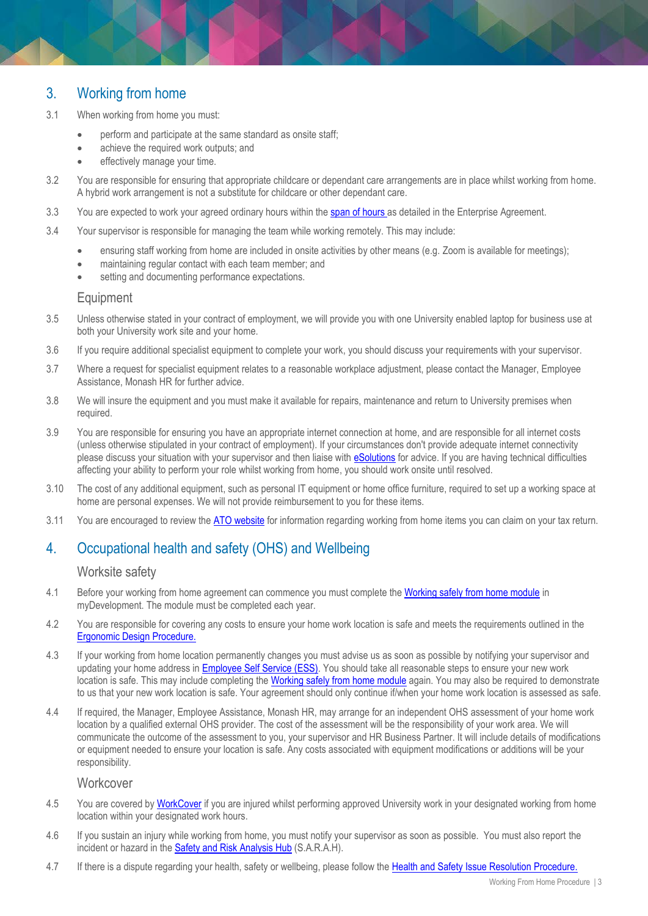## 3. Working from home

3.1 When working from home you must:

- perform and participate at the same standard as onsite staff;
- achieve the required work outputs; and
- effectively manage your time.

3.2 You are responsible for ensuring that appropriate childcare or dependant care arrangements are in place whilst working from home. A hybrid work arrangement is not a substitute for childcare or other dependant care.

3.3 You are expected to work your agreed ordinary hours within the span of hours as detailed in the Enterprise Agreement.

3.4 Your supervisor is responsible for managing the team while working remotely. This may include:

- ensuring staff working from home are included in onsite activities by other means (e.g. Zoom is available for meetings);
- maintaining regular contact with each team member; and
- setting and documenting performance expectations.

### Equipment

3.5 Unless otherwise stated in your contract of employment, we will provide you with one University enabled laptop for business use at both your University work site and your home.

3.6 If you require additional specialist equipment to complete your work, you should discuss your requirements with your supervisor.

3.7 Where a request for specialist equipment relates to a reasonable workplace adjustment, please contact the Manager, Employee Assistance, Monash HR for further advice.

3.8 We will insure the equipment and you must make it available for repairs, maintenance and return to University premises when required.

3.9 You are responsible for ensuring you have an appropriate internet connection at home, and are responsible for all internet costs (unless otherwise stipulated in your contract of employment). If your circumstances don't provide adequate internet connectivity please discuss your situation with your supervisor and then liaise with eSolutions for advice. If you are having technical difficulties affecting your ability to perform your role whilst working from home, you should work onsite until resolved.

3.10 The cost of any additional equipment, such as personal IT equipment or home office furniture, required to set up a working space at home are personal expenses. We will not provide reimbursement to you for these items.

3.11 You are encouraged to review the ATO website for information regarding working from home items you can claim on your tax return.

## 4. Occupational health and safety (OHS) and Wellbeing

### Worksite safety

4.1 Before your working from home agreement can commence you must complete the Working safely from home module in myDevelopment. The module must be completed each year.

4.2 You are responsible for covering any costs to ensure your home work location is safe and meets the requirements outlined in the Ergonomic Design Procedure.

4.3 If your working from home location permanently changes you must advise us as soon as possible by notifying your supervisor and updating your home address in Employee Self Service (ESS). You should take all reasonable steps to ensure your new work location is safe. This may include completing the Working safely from home module again. You may also be required to demonstrate to us that your new work location is safe. Your agreement should only continue if/when your home work location is assessed as safe.

4.4 If required, the Manager, Employee Assistance, Monash HR, may arrange for an independent OHS assessment of your home work location by a qualified external OHS provider. The cost of the assessment will be the responsibility of your work area. We will communicate the outcome of the assessment to you, your supervisor and HR Business Partner. It will include details of modifications or equipment needed to ensure your location is safe. Any costs associated with equipment modifications or additions will be your responsibility.

### Workcover

4.5 You are covered by WorkCover if you are injured whilst performing approved University work in your designated working from home location within your designated work hours.

4.6 If you sustain an injury while working from home, you must notify your supervisor as soon as possible. You must also report the incident or hazard in the Safety and Risk Analysis Hub (S.A.R.A.H).

4.7 If there is a dispute regarding your health, safety or wellbeing, please follow the Health and Safety Issue Resolution Procedure.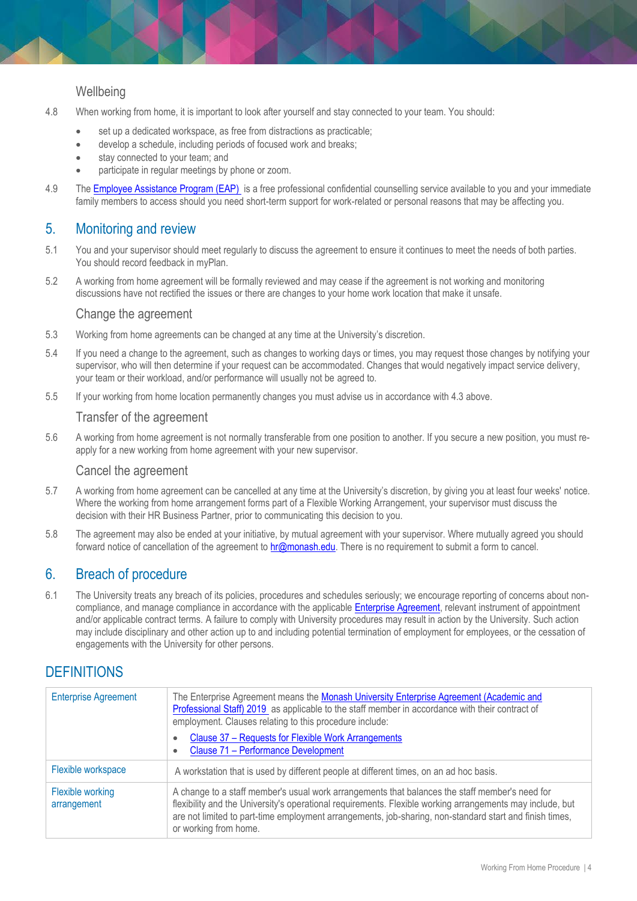### Wellbeing

4.8 When working from home, it is important to look after yourself and stay connected to your team. You should:

- set up a dedicated workspace, as free from distractions as practicable;
- develop a schedule, including periods of focused work and breaks;
- stay connected to your team; and
- participate in regular meetings by phone or zoom.

4.9 The Employee Assistance Program (EAP) is a free professional confidential counselling service available to you and your immediate family members to access should you need short-term support for work-related or personal reasons that may be affecting you.

## 5. Monitoring and review

5.1 You and your supervisor should meet regularly to discuss the agreement to ensure it continues to meet the needs of both parties. You should record feedback in myPlan.

5.2 A working from home agreement will be formally reviewed and may cease if the agreement is not working and monitoring discussions have not rectified the issues or there are changes to your home work location that make it unsafe.

### Change the agreement

5.3 Working from home agreements can be changed at any time at the University's discretion.

5.4 If you need a change to the agreement, such as changes to working days or times, you may request those changes by notifying your supervisor, who will then determine if your request can be accommodated. Changes that would negatively impact service delivery, your team or their workload, and/or performance will usually not be agreed to.

5.5 If your working from home location permanently changes you must advise us in accordance with 4.3 above.

### Transfer of the agreement

5.6 A working from home agreement is not normally transferable from one position to another. If you secure a new position, you must re-apply for a new working from home agreement with your new supervisor.

### Cancel the agreement

5.7 A working from home agreement can be cancelled at any time at the University's discretion, by giving you at least four weeks' notice. Where the working from home arrangement forms part of a Flexible Working Arrangement, your supervisor must discuss the decision with their HR Business Partner, prior to communicating this decision to you.

5.8 The agreement may also be ended at your initiative, by mutual agreement with your supervisor. Where mutually agreed you should forward notice of cancellation of the agreement to hr@monash.edu. There is no requirement to submit a form to cancel.

## 6. Breach of procedure

6.1 The University treats any breach of its policies, procedures and schedules seriously; we encourage reporting of concerns about non-compliance, and manage compliance in accordance with the applicable Enterprise Agreement, relevant instrument of appointment and/or applicable contract terms. A failure to comply with University procedures may result in action by the University. Such action may include disciplinary and other action up to and including potential termination of employment for employees, or the cessation of engagements with the University for other persons.

## DEFINITIONS

| | |
|---|---|
| Enterprise Agreement | The Enterprise Agreement means the Monash University Enterprise Agreement (Academic and Professional Staff) 2019 as applicable to the staff member in accordance with their contract of employment. Clauses relating to this procedure include:<br>• Clause 37 – Requests for Flexible Work Arrangements<br>• Clause 71 – Performance Development |
| Flexible workspace | A workstation that is used by different people at different times, on an ad hoc basis. |
| Flexible working arrangement | A change to a staff member's usual work arrangements that balances the staff member's need for flexibility and the University's operational requirements. Flexible working arrangements may include, but are not limited to part-time employment arrangements, job-sharing, non-standard start and finish times, or working from home. |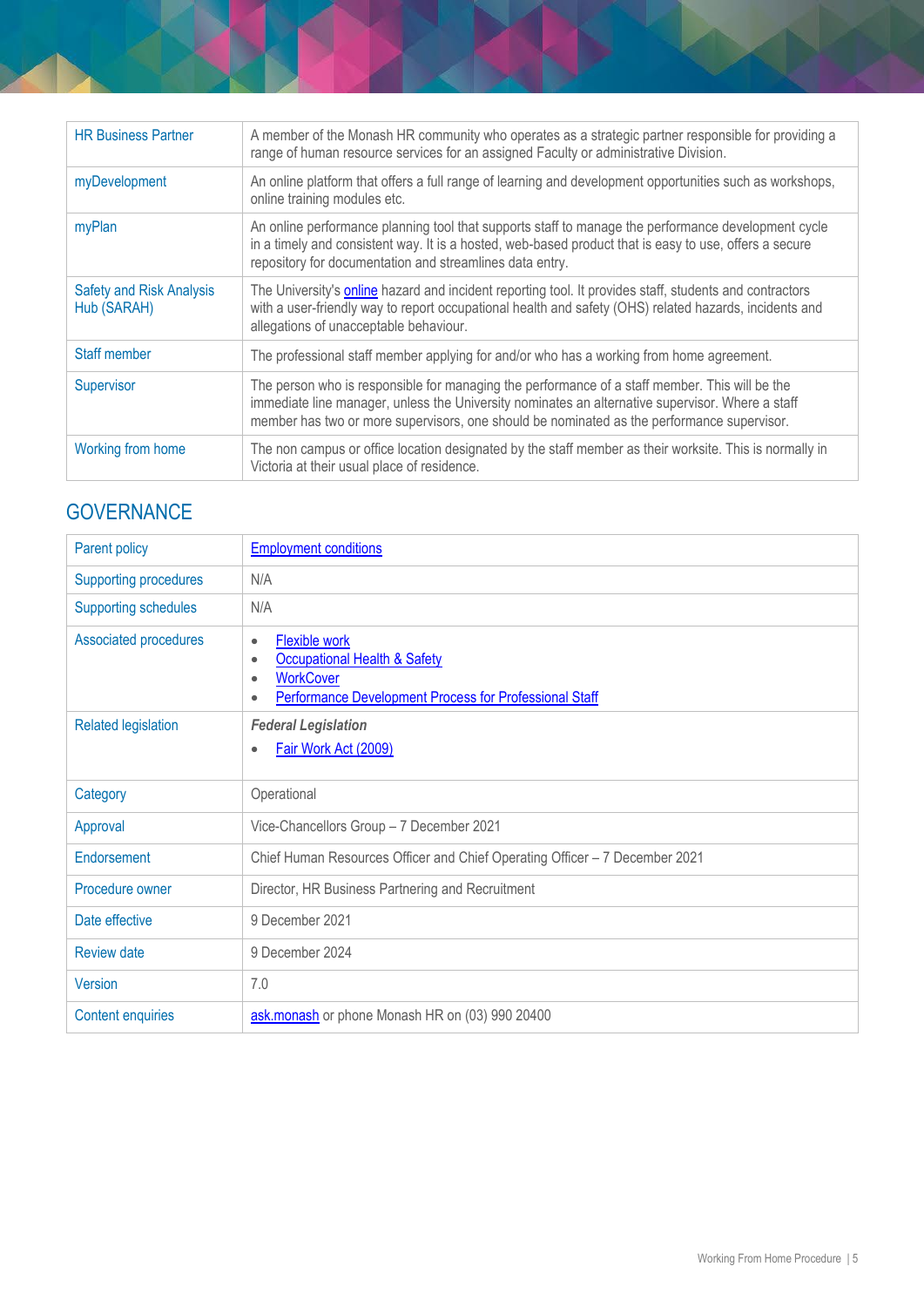| | |
|---|---|
| HR Business Partner | A member of the Monash HR community who operates as a strategic partner responsible for providing a range of human resource services for an assigned Faculty or administrative Division. |
| myDevelopment | An online platform that offers a full range of learning and development opportunities such as workshops, online training modules etc. |
| myPlan | An online performance planning tool that supports staff to manage the performance development cycle in a timely and consistent way. It is a hosted, web-based product that is easy to use, offers a secure repository for documentation and streamlines data entry. |
| Safety and Risk Analysis Hub (SARAH) | The University's online hazard and incident reporting tool. It provides staff, students and contractors with a user-friendly way to report occupational health and safety (OHS) related hazards, incidents and allegations of unacceptable behaviour. |
| Staff member | The professional staff member applying for and/or who has a working from home agreement. |
| Supervisor | The person who is responsible for managing the performance of a staff member. This will be the immediate line manager, unless the University nominates an alternative supervisor. Where a staff member has two or more supervisors, one should be nominated as the performance supervisor. |
| Working from home | The non campus or office location designated by the staff member as their worksite. This is normally in Victoria at their usual place of residence. |

## GOVERNANCE

| | |
|---|---|
| Parent policy | Employment conditions |
| Supporting procedures | N/A |
| Supporting schedules | N/A |
| Associated procedures | • Flexible work<br>• Occupational Health & Safety<br>• WorkCover<br>• Performance Development Process for Professional Staff |
| Related legislation | ***Federal Legislation***<br>• Fair Work Act (2009) |
| Category | Operational |
| Approval | Vice-Chancellors Group – 7 December 2021 |
| Endorsement | Chief Human Resources Officer and Chief Operating Officer – 7 December 2021 |
| Procedure owner | Director, HR Business Partnering and Recruitment |
| Date effective | 9 December 2021 |
| Review date | 9 December 2024 |
| Version | 7.0 |
| Content enquiries | ask.monash or phone Monash HR on (03) 990 20400 |